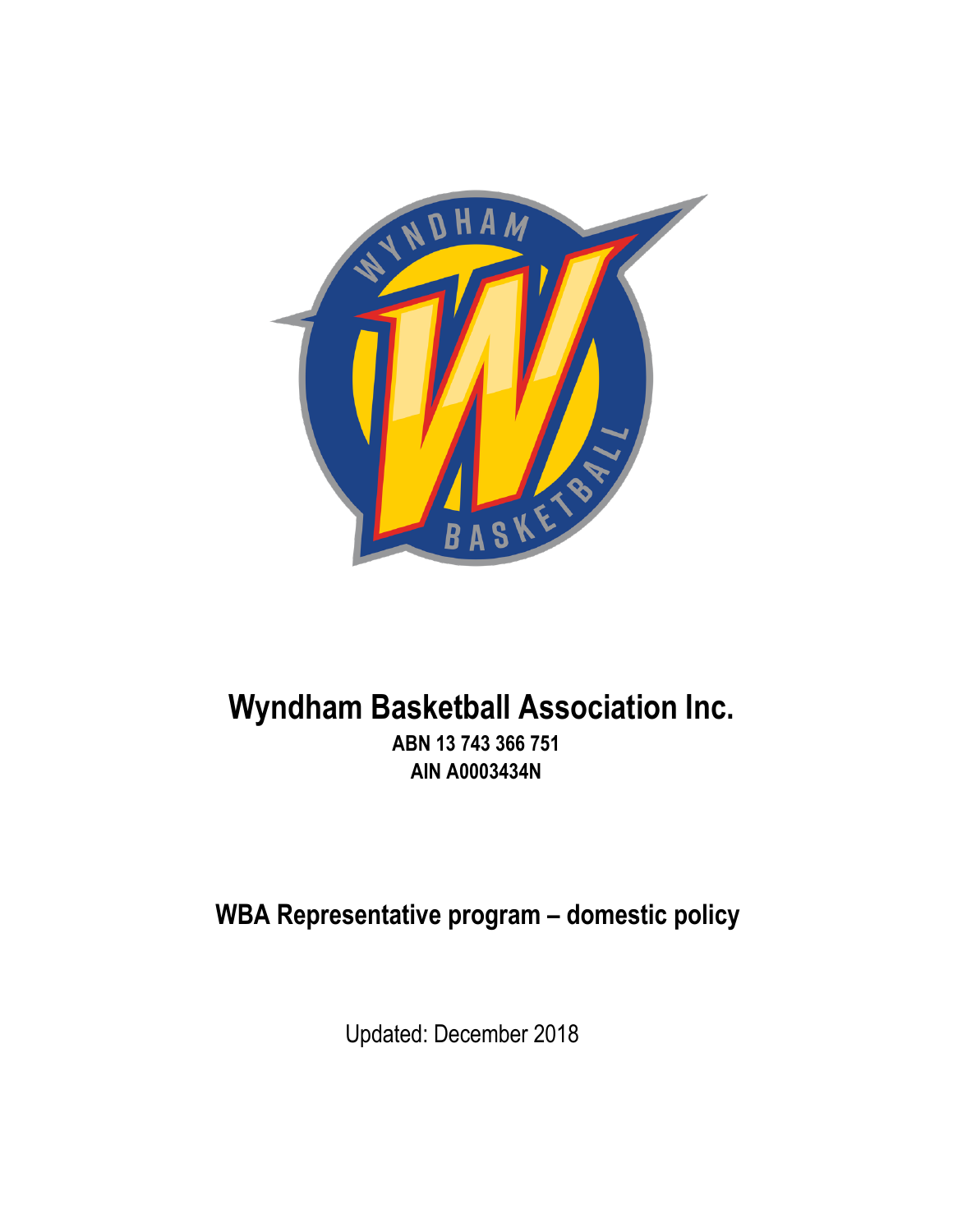# Wyndham Basketball Association Inc.

**ABN 13 743 366 751**

**AIN A0003434N**

## WBA Representative program – domestic policy

Updated: December 2018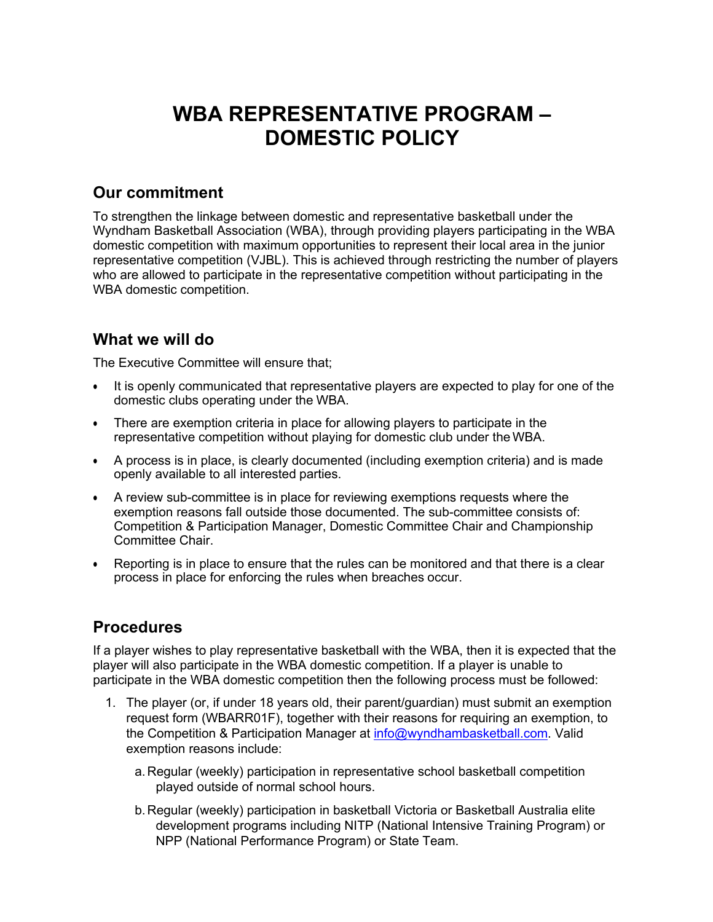# WBA REPRESENTATIVE PROGRAM – DOMESTIC POLICY

## Our commitment

To strengthen the linkage between domestic and representative basketball under the Wyndham Basketball Association (WBA), through providing players participating in the WBA domestic competition with maximum opportunities to represent their local area in the junior representative competition (VJBL). This is achieved through restricting the number of players who are allowed to participate in the representative competition without participating in the WBA domestic competition.

## What we will do

The Executive Committee will ensure that;

- It is openly communicated that representative players are expected to play for one of the domestic clubs operating under the WBA.
- There are exemption criteria in place for allowing players to participate in the representative competition without playing for domestic club under the WBA.
- A process is in place, is clearly documented (including exemption criteria) and is made openly available to all interested parties.
- A review sub-committee is in place for reviewing exemptions requests where the exemption reasons fall outside those documented. The sub-committee consists of: Competition & Participation Manager, Domestic Committee Chair and Championship Committee Chair.
- Reporting is in place to ensure that the rules can be monitored and that there is a clear process in place for enforcing the rules when breaches occur.

## Procedures

If a player wishes to play representative basketball with the WBA, then it is expected that the player will also participate in the WBA domestic competition. If a player is unable to participate in the WBA domestic competition then the following process must be followed:

1. The player (or, if under 18 years old, their parent/guardian) must submit an exemption request form (WBARR01F), together with their reasons for requiring an exemption, to the Competition & Participation Manager at info@wyndhambasketball.com. Valid exemption reasons include:
   a. Regular (weekly) participation in representative school basketball competition played outside of normal school hours.
   b. Regular (weekly) participation in basketball Victoria or Basketball Australia elite development programs including NITP (National Intensive Training Program) or NPP (National Performance Program) or State Team.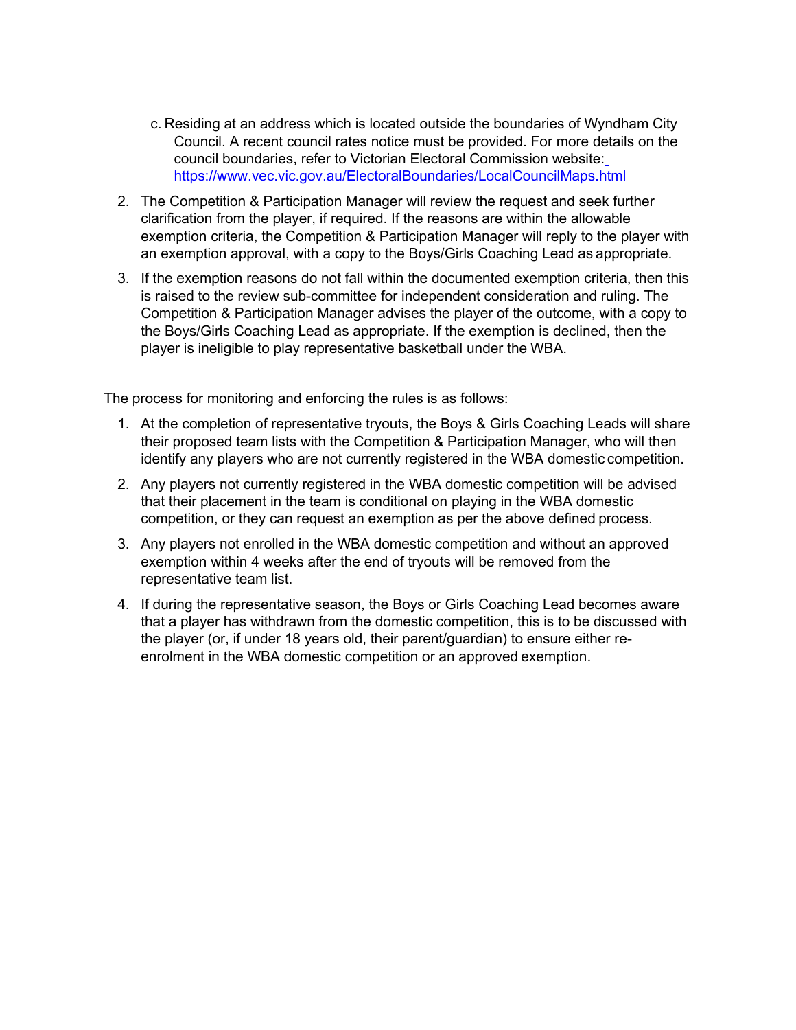c. Residing at an address which is located outside the boundaries of Wyndham City Council. A recent council rates notice must be provided. For more details on the council boundaries, refer to Victorian Electoral Commission website: https://www.vec.vic.gov.au/ElectoralBoundaries/LocalCouncilMaps.html

2. The Competition & Participation Manager will review the request and seek further clarification from the player, if required. If the reasons are within the allowable exemption criteria, the Competition & Participation Manager will reply to the player with an exemption approval, with a copy to the Boys/Girls Coaching Lead as appropriate.

3. If the exemption reasons do not fall within the documented exemption criteria, then this is raised to the review sub-committee for independent consideration and ruling. The Competition & Participation Manager advises the player of the outcome, with a copy to the Boys/Girls Coaching Lead as appropriate. If the exemption is declined, then the player is ineligible to play representative basketball under the WBA.

The process for monitoring and enforcing the rules is as follows:

1. At the completion of representative tryouts, the Boys & Girls Coaching Leads will share their proposed team lists with the Competition & Participation Manager, who will then identify any players who are not currently registered in the WBA domestic competition.
2. Any players not currently registered in the WBA domestic competition will be advised that their placement in the team is conditional on playing in the WBA domestic competition, or they can request an exemption as per the above defined process.
3. Any players not enrolled in the WBA domestic competition and without an approved exemption within 4 weeks after the end of tryouts will be removed from the representative team list.
4. If during the representative season, the Boys or Girls Coaching Lead becomes aware that a player has withdrawn from the domestic competition, this is to be discussed with the player (or, if under 18 years old, their parent/guardian) to ensure either re-enrolment in the WBA domestic competition or an approved exemption.